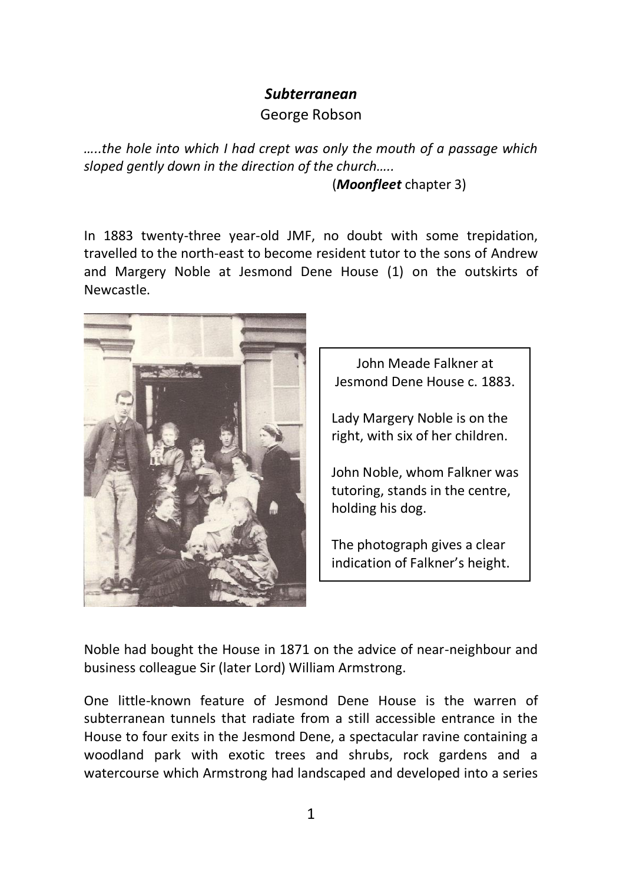# *Subterranean*

George Robson

*…..the hole into which I had crept was only the mouth of a passage which sloped gently down in the direction of the church…..*

(***Moonfleet*** chapter 3)

In 1883 twenty-three year-old JMF, no doubt with some trepidation, travelled to the north-east to become resident tutor to the sons of Andrew and Margery Noble at Jesmond Dene House (1) on the outskirts of Newcastle.

John Meade Falkner at Jesmond Dene House c. 1883.

Lady Margery Noble is on the right, with six of her children.

John Noble, whom Falkner was tutoring, stands in the centre, holding his dog.

The photograph gives a clear indication of Falkner's height.

Noble had bought the House in 1871 on the advice of near-neighbour and business colleague Sir (later Lord) William Armstrong.

One little-known feature of Jesmond Dene House is the warren of subterranean tunnels that radiate from a still accessible entrance in the House to four exits in the Jesmond Dene, a spectacular ravine containing a woodland park with exotic trees and shrubs, rock gardens and a watercourse which Armstrong had landscaped and developed into a series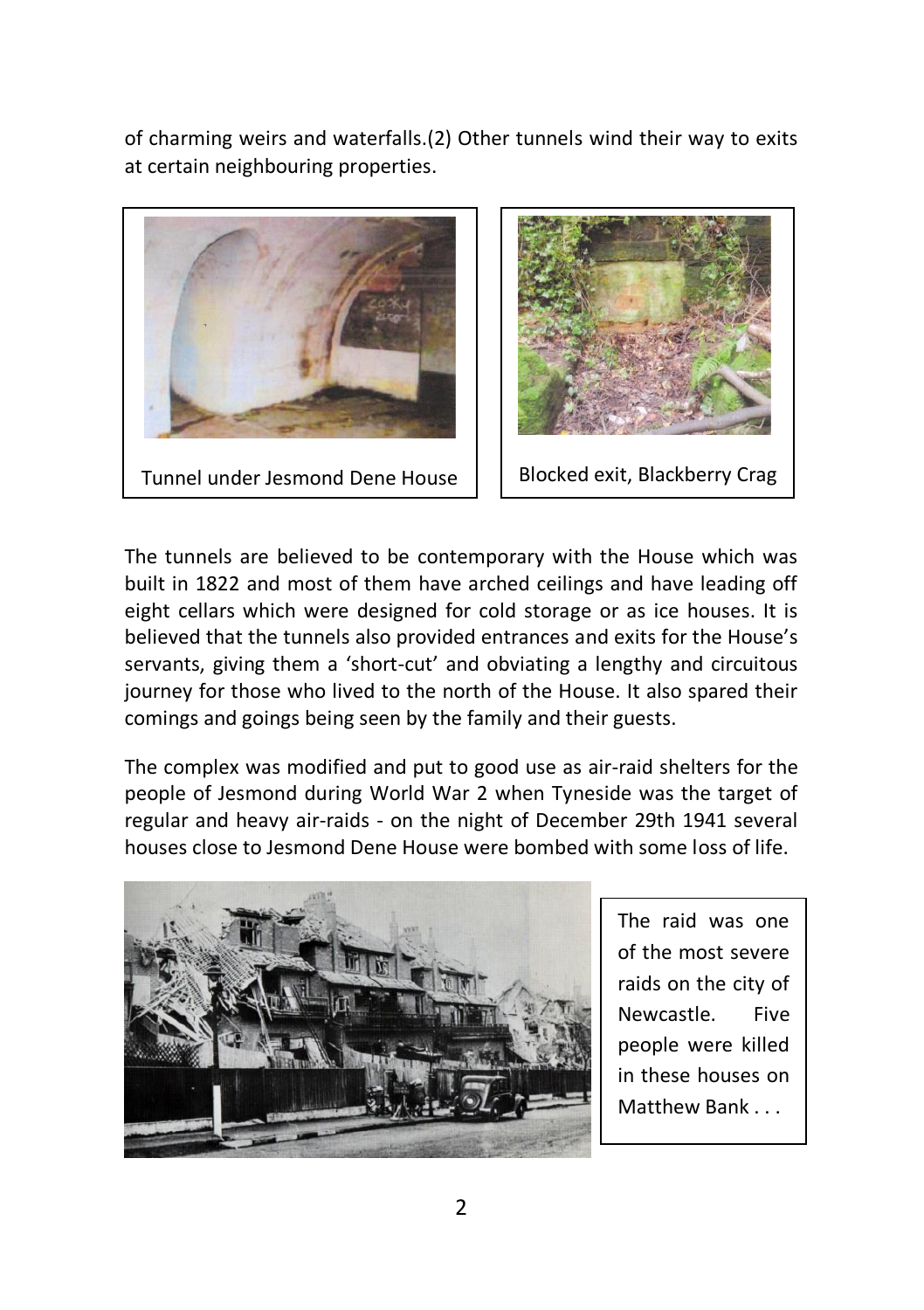of charming weirs and waterfalls.(2) Other tunnels wind their way to exits at certain neighbouring properties.

Tunnel under Jesmond Dene House

Blocked exit, Blackberry Crag

The tunnels are believed to be contemporary with the House which was built in 1822 and most of them have arched ceilings and have leading off eight cellars which were designed for cold storage or as ice houses. It is believed that the tunnels also provided entrances and exits for the House's servants, giving them a 'short-cut' and obviating a lengthy and circuitous journey for those who lived to the north of the House. It also spared their comings and goings being seen by the family and their guests.

The complex was modified and put to good use as air-raid shelters for the people of Jesmond during World War 2 when Tyneside was the target of regular and heavy air-raids - on the night of December 29th 1941 several houses close to Jesmond Dene House were bombed with some loss of life.

The raid was one of the most severe raids on the city of Newcastle. Five people were killed in these houses on Matthew Bank . . .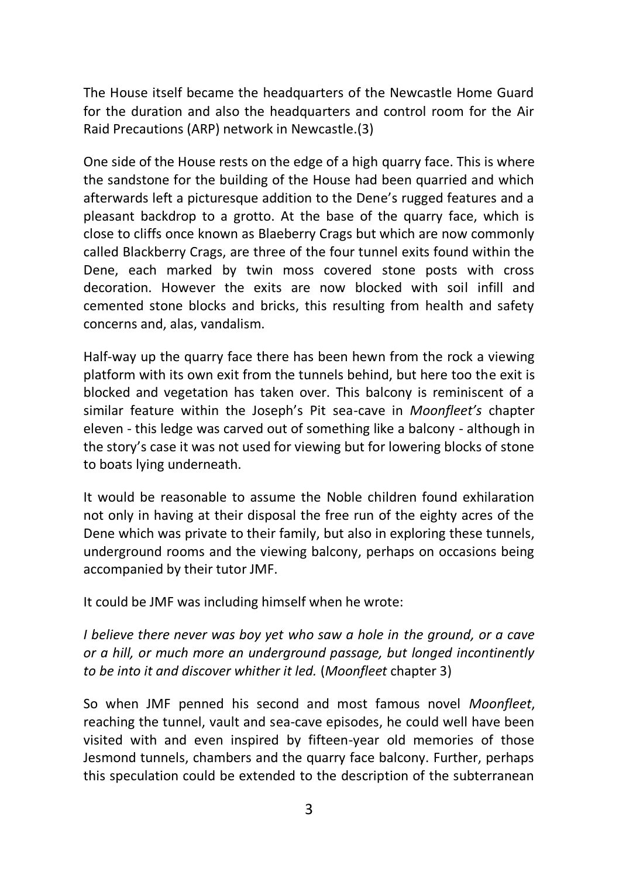The House itself became the headquarters of the Newcastle Home Guard for the duration and also the headquarters and control room for the Air Raid Precautions (ARP) network in Newcastle.(3)

One side of the House rests on the edge of a high quarry face. This is where the sandstone for the building of the House had been quarried and which afterwards left a picturesque addition to the Dene's rugged features and a pleasant backdrop to a grotto. At the base of the quarry face, which is close to cliffs once known as Blaeberry Crags but which are now commonly called Blackberry Crags, are three of the four tunnel exits found within the Dene, each marked by twin moss covered stone posts with cross decoration. However the exits are now blocked with soil infill and cemented stone blocks and bricks, this resulting from health and safety concerns and, alas, vandalism.

Half-way up the quarry face there has been hewn from the rock a viewing platform with its own exit from the tunnels behind, but here too the exit is blocked and vegetation has taken over. This balcony is reminiscent of a similar feature within the Joseph's Pit sea-cave in *Moonfleet's* chapter eleven - this ledge was carved out of something like a balcony - although in the story's case it was not used for viewing but for lowering blocks of stone to boats lying underneath.

It would be reasonable to assume the Noble children found exhilaration not only in having at their disposal the free run of the eighty acres of the Dene which was private to their family, but also in exploring these tunnels, underground rooms and the viewing balcony, perhaps on occasions being accompanied by their tutor JMF.

It could be JMF was including himself when he wrote:

*I believe there never was boy yet who saw a hole in the ground, or a cave or a hill, or much more an underground passage, but longed incontinently to be into it and discover whither it led.* (*Moonfleet* chapter 3)

So when JMF penned his second and most famous novel *Moonfleet*, reaching the tunnel, vault and sea-cave episodes, he could well have been visited with and even inspired by fifteen-year old memories of those Jesmond tunnels, chambers and the quarry face balcony. Further, perhaps this speculation could be extended to the description of the subterranean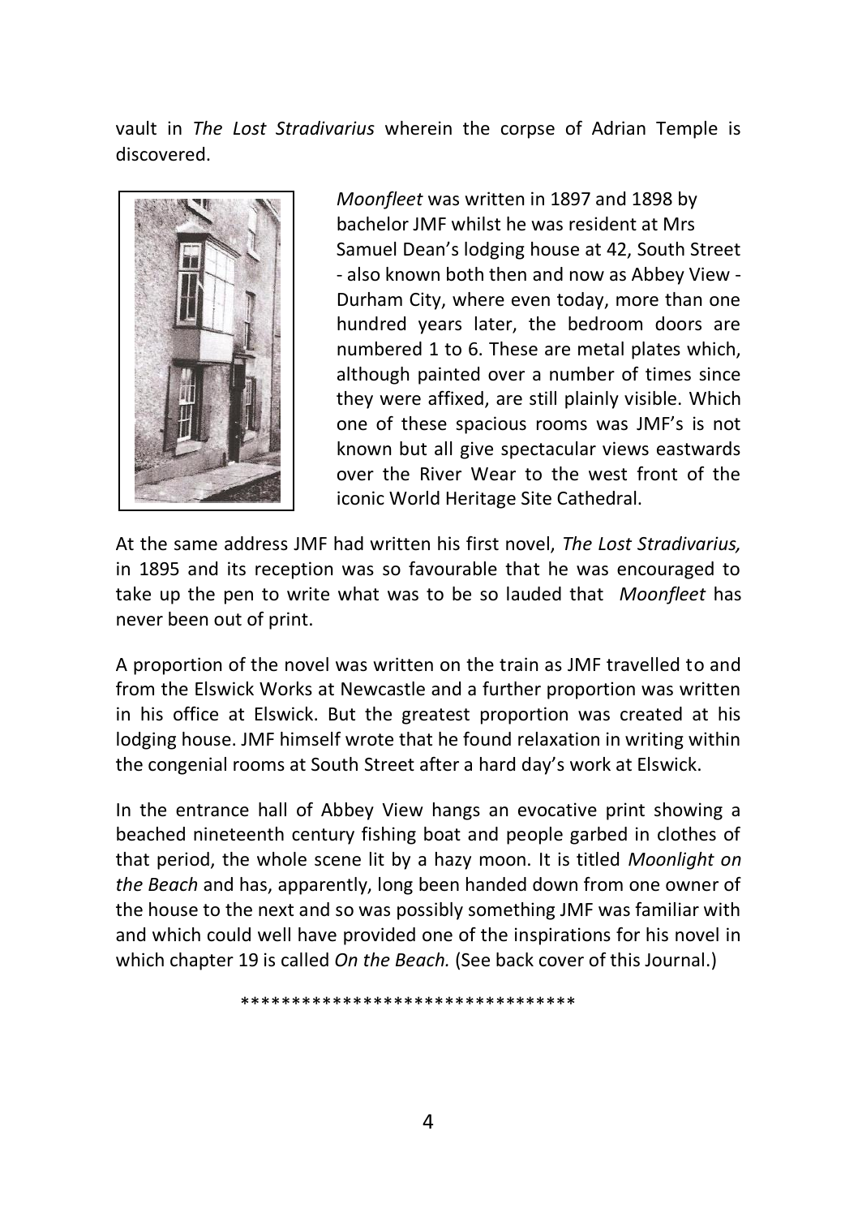vault in *The Lost Stradivarius* wherein the corpse of Adrian Temple is discovered.

*Moonfleet* was written in 1897 and 1898 by bachelor JMF whilst he was resident at Mrs Samuel Dean's lodging house at 42, South Street - also known both then and now as Abbey View - Durham City, where even today, more than one hundred years later, the bedroom doors are numbered 1 to 6. These are metal plates which, although painted over a number of times since they were affixed, are still plainly visible. Which one of these spacious rooms was JMF's is not known but all give spectacular views eastwards over the River Wear to the west front of the iconic World Heritage Site Cathedral.

At the same address JMF had written his first novel, *The Lost Stradivarius,* in 1895 and its reception was so favourable that he was encouraged to take up the pen to write what was to be so lauded that *Moonfleet* has never been out of print.

A proportion of the novel was written on the train as JMF travelled to and from the Elswick Works at Newcastle and a further proportion was written in his office at Elswick. But the greatest proportion was created at his lodging house. JMF himself wrote that he found relaxation in writing within the congenial rooms at South Street after a hard day's work at Elswick.

In the entrance hall of Abbey View hangs an evocative print showing a beached nineteenth century fishing boat and people garbed in clothes of that period, the whole scene lit by a hazy moon. It is titled *Moonlight on the Beach* and has, apparently, long been handed down from one owner of the house to the next and so was possibly something JMF was familiar with and which could well have provided one of the inspirations for his novel in which chapter 19 is called *On the Beach.* (See back cover of this Journal.)

*********************************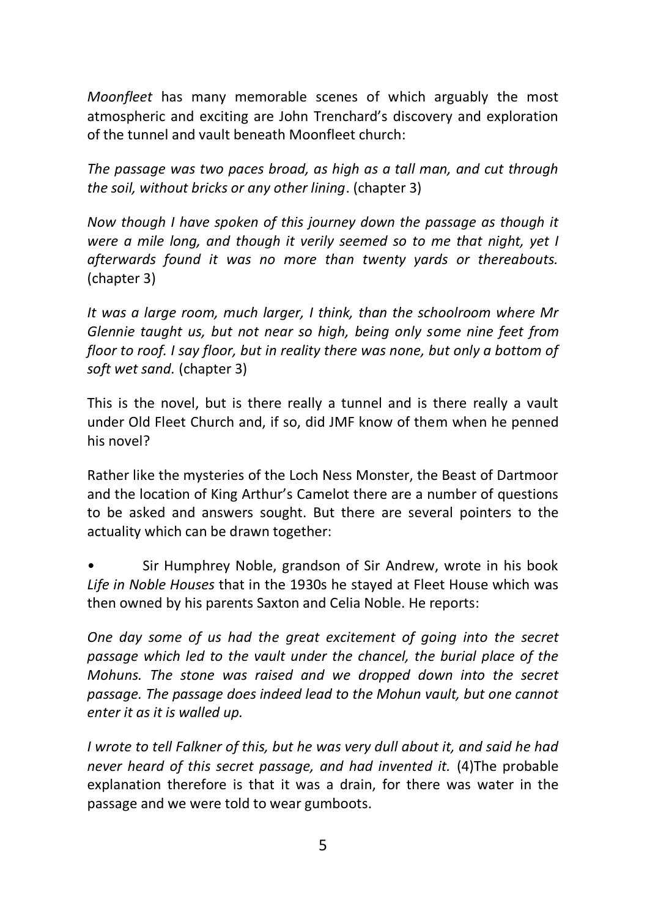*Moonfleet* has many memorable scenes of which arguably the most atmospheric and exciting are John Trenchard's discovery and exploration of the tunnel and vault beneath Moonfleet church:

*The passage was two paces broad, as high as a tall man, and cut through the soil, without bricks or any other lining*. (chapter 3)

*Now though I have spoken of this journey down the passage as though it were a mile long, and though it verily seemed so to me that night, yet I afterwards found it was no more than twenty yards or thereabouts.* (chapter 3)

*It was a large room, much larger, I think, than the schoolroom where Mr Glennie taught us, but not near so high, being only some nine feet from floor to roof. I say floor, but in reality there was none, but only a bottom of soft wet sand.* (chapter 3)

This is the novel, but is there really a tunnel and is there really a vault under Old Fleet Church and, if so, did JMF know of them when he penned his novel?

Rather like the mysteries of the Loch Ness Monster, the Beast of Dartmoor and the location of King Arthur's Camelot there are a number of questions to be asked and answers sought. But there are several pointers to the actuality which can be drawn together:

- Sir Humphrey Noble, grandson of Sir Andrew, wrote in his book *Life in Noble Houses* that in the 1930s he stayed at Fleet House which was then owned by his parents Saxton and Celia Noble. He reports:

*One day some of us had the great excitement of going into the secret passage which led to the vault under the chancel, the burial place of the Mohuns. The stone was raised and we dropped down into the secret passage. The passage does indeed lead to the Mohun vault, but one cannot enter it as it is walled up.*

*I wrote to tell Falkner of this, but he was very dull about it, and said he had never heard of this secret passage, and had invented it.* (4)The probable explanation therefore is that it was a drain, for there was water in the passage and we were told to wear gumboots.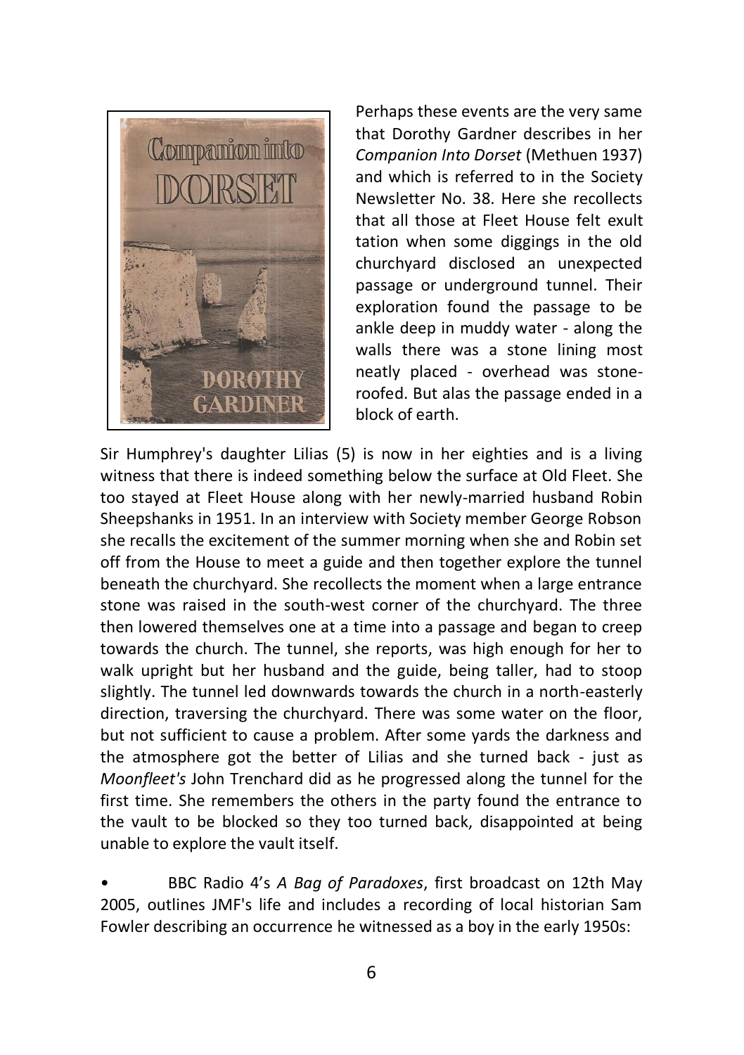Perhaps these events are the very same that Dorothy Gardner describes in her *Companion Into Dorset* (Methuen 1937) and which is referred to in the Society Newsletter No. 38. Here she recollects that all those at Fleet House felt exult tation when some diggings in the old churchyard disclosed an unexpected passage or underground tunnel. Their exploration found the passage to be ankle deep in muddy water - along the walls there was a stone lining most neatly placed - overhead was stone-roofed. But alas the passage ended in a block of earth.

Sir Humphrey's daughter Lilias (5) is now in her eighties and is a living witness that there is indeed something below the surface at Old Fleet. She too stayed at Fleet House along with her newly-married husband Robin Sheepshanks in 1951. In an interview with Society member George Robson she recalls the excitement of the summer morning when she and Robin set off from the House to meet a guide and then together explore the tunnel beneath the churchyard. She recollects the moment when a large entrance stone was raised in the south-west corner of the churchyard. The three then lowered themselves one at a time into a passage and began to creep towards the church. The tunnel, she reports, was high enough for her to walk upright but her husband and the guide, being taller, had to stoop slightly. The tunnel led downwards towards the church in a north-easterly direction, traversing the churchyard. There was some water on the floor, but not sufficient to cause a problem. After some yards the darkness and the atmosphere got the better of Lilias and she turned back - just as *Moonfleet's* John Trenchard did as he progressed along the tunnel for the first time. She remembers the others in the party found the entrance to the vault to be blocked so they too turned back, disappointed at being unable to explore the vault itself.

- BBC Radio 4's *A Bag of Paradoxes*, first broadcast on 12th May 2005, outlines JMF's life and includes a recording of local historian Sam Fowler describing an occurrence he witnessed as a boy in the early 1950s: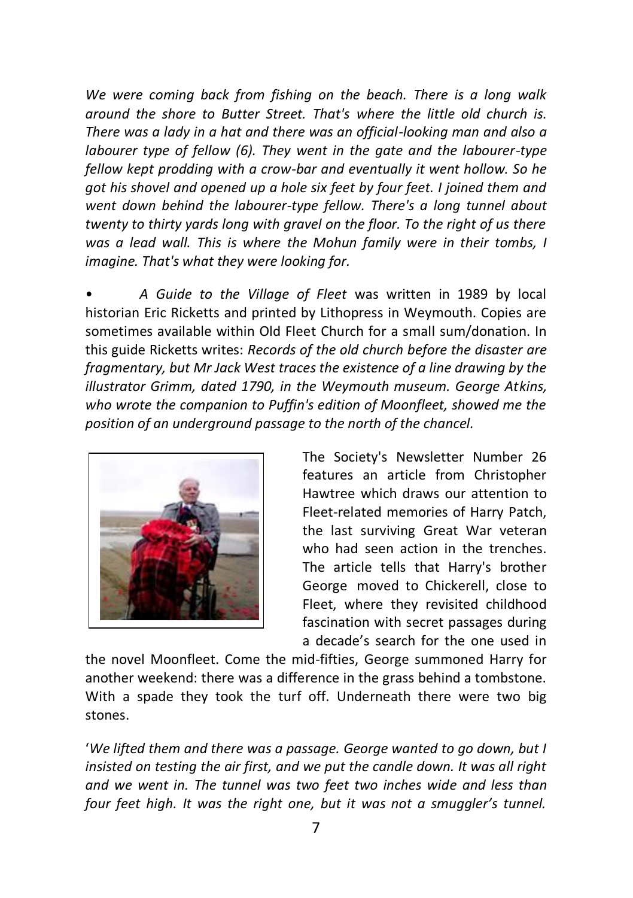*We were coming back from fishing on the beach. There is a long walk around the shore to Butter Street. That's where the little old church is. There was a lady in a hat and there was an official-looking man and also a labourer type of fellow (6). They went in the gate and the labourer-type fellow kept prodding with a crow-bar and eventually it went hollow. So he got his shovel and opened up a hole six feet by four feet. I joined them and went down behind the labourer-type fellow. There's a long tunnel about twenty to thirty yards long with gravel on the floor. To the right of us there was a lead wall. This is where the Mohun family were in their tombs, I imagine. That's what they were looking for.*

• *A Guide to the Village of Fleet* was written in 1989 by local historian Eric Ricketts and printed by Lithopress in Weymouth. Copies are sometimes available within Old Fleet Church for a small sum/donation. In this guide Ricketts writes: *Records of the old church before the disaster are fragmentary, but Mr Jack West traces the existence of a line drawing by the illustrator Grimm, dated 1790, in the Weymouth museum. George Atkins, who wrote the companion to Puffin's edition of Moonfleet, showed me the position of an underground passage to the north of the chancel.*

The Society's Newsletter Number 26 features an article from Christopher Hawtree which draws our attention to Fleet-related memories of Harry Patch, the last surviving Great War veteran who had seen action in the trenches. The article tells that Harry's brother George moved to Chickerell, close to Fleet, where they revisited childhood fascination with secret passages during a decade's search for the one used in the novel Moonfleet. Come the mid-fifties, George summoned Harry for another weekend: there was a difference in the grass behind a tombstone. With a spade they took the turf off. Underneath there were two big stones.

'*We lifted them and there was a passage. George wanted to go down, but I insisted on testing the air first, and we put the candle down. It was all right and we went in. The tunnel was two feet two inches wide and less than four feet high. It was the right one, but it was not a smuggler's tunnel.*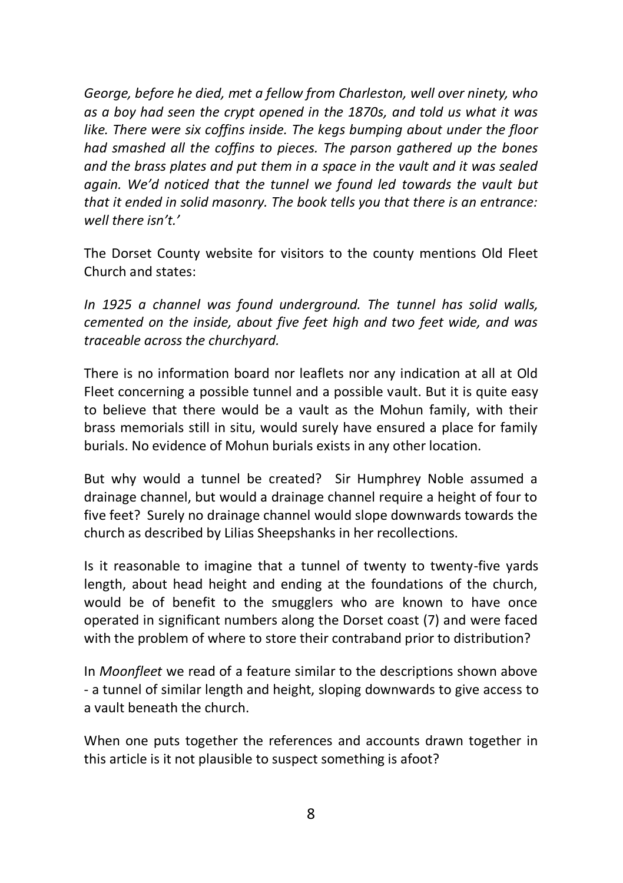*George, before he died, met a fellow from Charleston, well over ninety, who as a boy had seen the crypt opened in the 1870s, and told us what it was like. There were six coffins inside. The kegs bumping about under the floor had smashed all the coffins to pieces. The parson gathered up the bones and the brass plates and put them in a space in the vault and it was sealed again. We'd noticed that the tunnel we found led towards the vault but that it ended in solid masonry. The book tells you that there is an entrance: well there isn't.'*

The Dorset County website for visitors to the county mentions Old Fleet Church and states:

*In 1925 a channel was found underground. The tunnel has solid walls, cemented on the inside, about five feet high and two feet wide, and was traceable across the churchyard.*

There is no information board nor leaflets nor any indication at all at Old Fleet concerning a possible tunnel and a possible vault. But it is quite easy to believe that there would be a vault as the Mohun family, with their brass memorials still in situ, would surely have ensured a place for family burials. No evidence of Mohun burials exists in any other location.

But why would a tunnel be created? Sir Humphrey Noble assumed a drainage channel, but would a drainage channel require a height of four to five feet? Surely no drainage channel would slope downwards towards the church as described by Lilias Sheepshanks in her recollections.

Is it reasonable to imagine that a tunnel of twenty to twenty-five yards length, about head height and ending at the foundations of the church, would be of benefit to the smugglers who are known to have once operated in significant numbers along the Dorset coast (7) and were faced with the problem of where to store their contraband prior to distribution?

In *Moonfleet* we read of a feature similar to the descriptions shown above - a tunnel of similar length and height, sloping downwards to give access to a vault beneath the church.

When one puts together the references and accounts drawn together in this article is it not plausible to suspect something is afoot?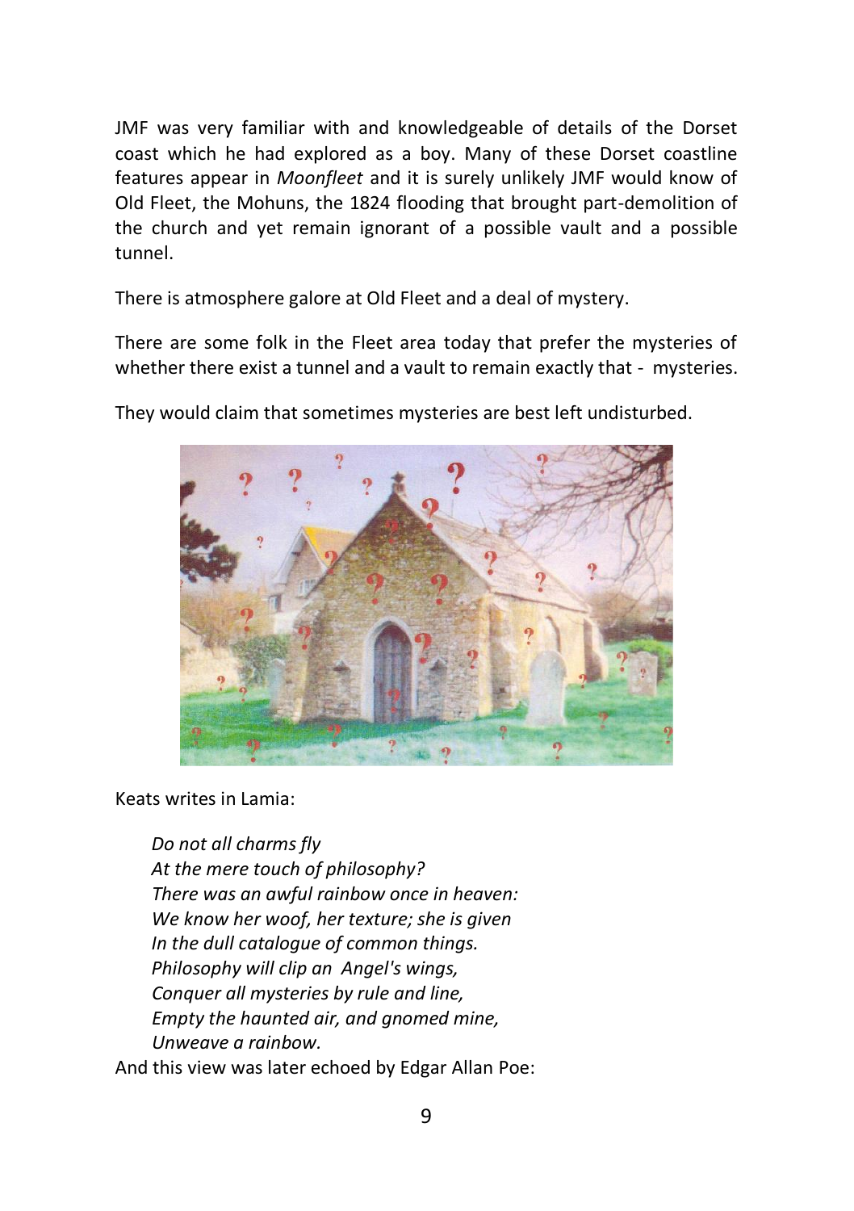JMF was very familiar with and knowledgeable of details of the Dorset coast which he had explored as a boy. Many of these Dorset coastline features appear in *Moonfleet* and it is surely unlikely JMF would know of Old Fleet, the Mohuns, the 1824 flooding that brought part-demolition of the church and yet remain ignorant of a possible vault and a possible tunnel.

There is atmosphere galore at Old Fleet and a deal of mystery.

There are some folk in the Fleet area today that prefer the mysteries of whether there exist a tunnel and a vault to remain exactly that - mysteries.

They would claim that sometimes mysteries are best left undisturbed.

Keats writes in Lamia:

> *Do not all charms fly*
> *At the mere touch of philosophy?*
> *There was an awful rainbow once in heaven:*
> *We know her woof, her texture; she is given*
> *In the dull catalogue of common things.*
> *Philosophy will clip an Angel's wings,*
> *Conquer all mysteries by rule and line,*
> *Empty the haunted air, and gnomed mine,*
> *Unweave a rainbow.*

And this view was later echoed by Edgar Allan Poe: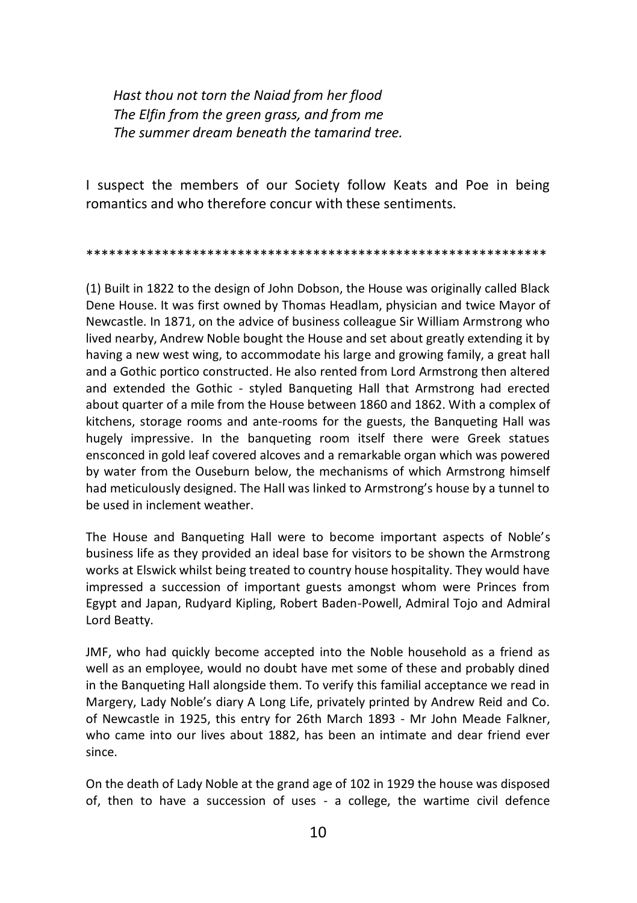*Hast thou not torn the Naiad from her flood*
*The Elfin from the green grass, and from me*
*The summer dream beneath the tamarind tree.*

I suspect the members of our Society follow Keats and Poe in being romantics and who therefore concur with these sentiments.

\*\*\*\*\*\*\*\*\*\*\*\*\*\*\*\*\*\*\*\*\*\*\*\*\*\*\*\*\*\*\*\*\*\*\*\*\*\*\*\*\*\*\*\*\*\*\*\*\*\*\*\*\*\*\*\*\*\*\*\*\*

(1) Built in 1822 to the design of John Dobson, the House was originally called Black Dene House. It was first owned by Thomas Headlam, physician and twice Mayor of Newcastle. In 1871, on the advice of business colleague Sir William Armstrong who lived nearby, Andrew Noble bought the House and set about greatly extending it by having a new west wing, to accommodate his large and growing family, a great hall and a Gothic portico constructed. He also rented from Lord Armstrong then altered and extended the Gothic - styled Banqueting Hall that Armstrong had erected about quarter of a mile from the House between 1860 and 1862. With a complex of kitchens, storage rooms and ante-rooms for the guests, the Banqueting Hall was hugely impressive. In the banqueting room itself there were Greek statues ensconced in gold leaf covered alcoves and a remarkable organ which was powered by water from the Ouseburn below, the mechanisms of which Armstrong himself had meticulously designed. The Hall was linked to Armstrong's house by a tunnel to be used in inclement weather.

The House and Banqueting Hall were to become important aspects of Noble's business life as they provided an ideal base for visitors to be shown the Armstrong works at Elswick whilst being treated to country house hospitality. They would have impressed a succession of important guests amongst whom were Princes from Egypt and Japan, Rudyard Kipling, Robert Baden-Powell, Admiral Tojo and Admiral Lord Beatty.

JMF, who had quickly become accepted into the Noble household as a friend as well as an employee, would no doubt have met some of these and probably dined in the Banqueting Hall alongside them. To verify this familial acceptance we read in Margery, Lady Noble's diary A Long Life, privately printed by Andrew Reid and Co. of Newcastle in 1925, this entry for 26th March 1893 - Mr John Meade Falkner, who came into our lives about 1882, has been an intimate and dear friend ever since.

On the death of Lady Noble at the grand age of 102 in 1929 the house was disposed of, then to have a succession of uses - a college, the wartime civil defence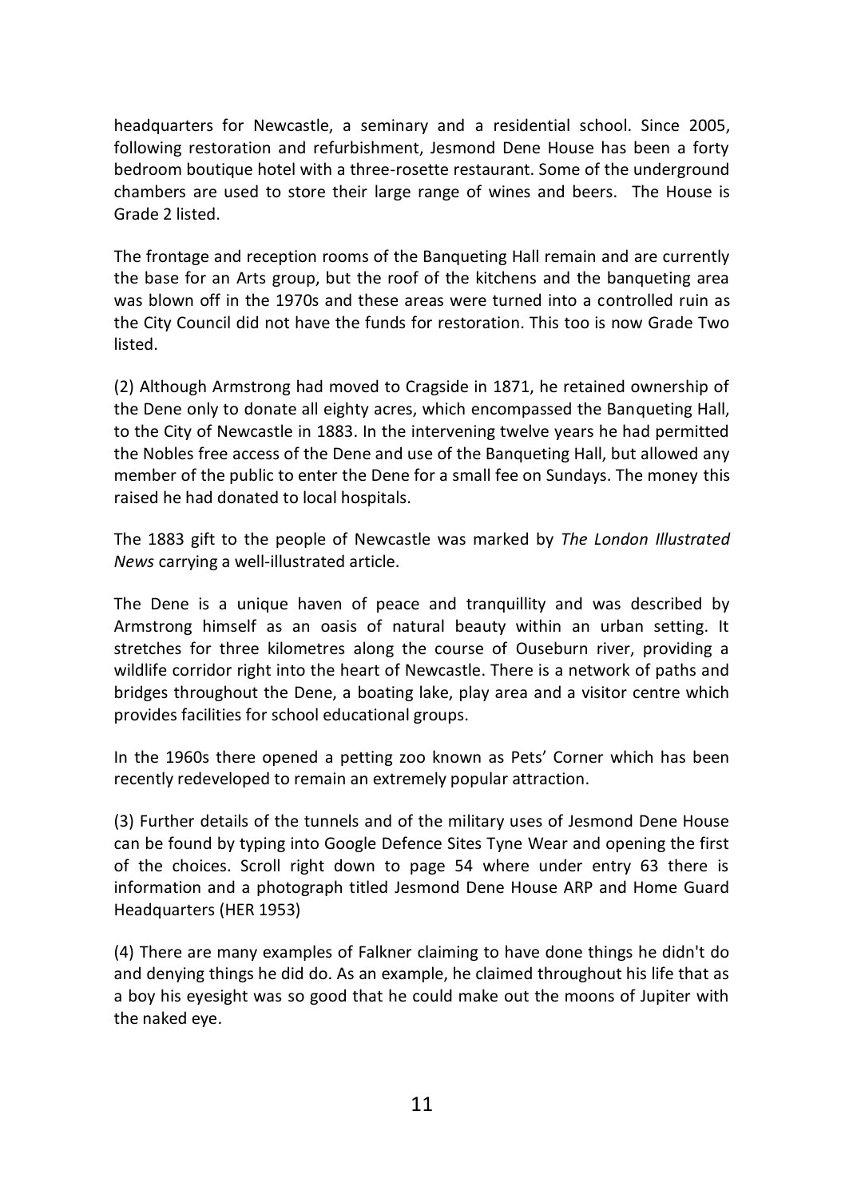headquarters for Newcastle, a seminary and a residential school. Since 2005, following restoration and refurbishment, Jesmond Dene House has been a forty bedroom boutique hotel with a three-rosette restaurant. Some of the underground chambers are used to store their large range of wines and beers. The House is Grade 2 listed.

The frontage and reception rooms of the Banqueting Hall remain and are currently the base for an Arts group, but the roof of the kitchens and the banqueting area was blown off in the 1970s and these areas were turned into a controlled ruin as the City Council did not have the funds for restoration. This too is now Grade Two listed.

(2) Although Armstrong had moved to Cragside in 1871, he retained ownership of the Dene only to donate all eighty acres, which encompassed the Banqueting Hall, to the City of Newcastle in 1883. In the intervening twelve years he had permitted the Nobles free access of the Dene and use of the Banqueting Hall, but allowed any member of the public to enter the Dene for a small fee on Sundays. The money this raised he had donated to local hospitals.

The 1883 gift to the people of Newcastle was marked by *The London Illustrated News* carrying a well-illustrated article.

The Dene is a unique haven of peace and tranquillity and was described by Armstrong himself as an oasis of natural beauty within an urban setting. It stretches for three kilometres along the course of Ouseburn river, providing a wildlife corridor right into the heart of Newcastle. There is a network of paths and bridges throughout the Dene, a boating lake, play area and a visitor centre which provides facilities for school educational groups.

In the 1960s there opened a petting zoo known as Pets' Corner which has been recently redeveloped to remain an extremely popular attraction.

(3) Further details of the tunnels and of the military uses of Jesmond Dene House can be found by typing into Google Defence Sites Tyne Wear and opening the first of the choices. Scroll right down to page 54 where under entry 63 there is information and a photograph titled Jesmond Dene House ARP and Home Guard Headquarters (HER 1953)

(4) There are many examples of Falkner claiming to have done things he didn't do and denying things he did do. As an example, he claimed throughout his life that as a boy his eyesight was so good that he could make out the moons of Jupiter with the naked eye.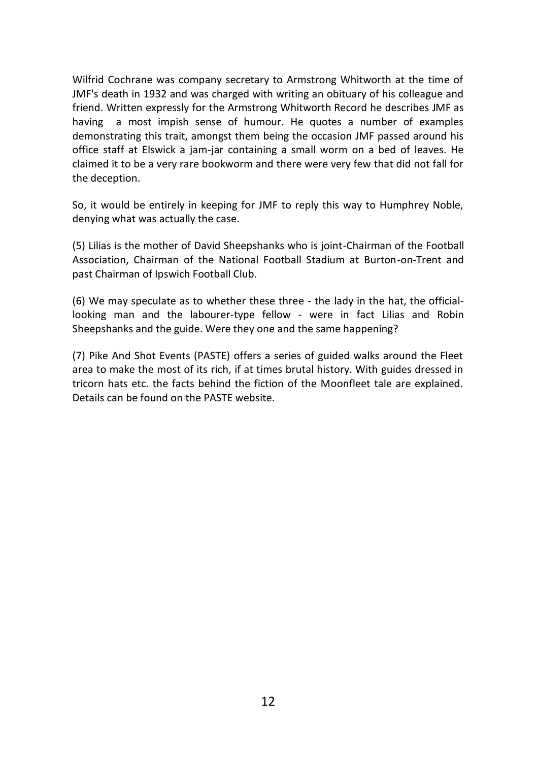Wilfrid Cochrane was company secretary to Armstrong Whitworth at the time of JMF's death in 1932 and was charged with writing an obituary of his colleague and friend. Written expressly for the Armstrong Whitworth Record he describes JMF as having a most impish sense of humour. He quotes a number of examples demonstrating this trait, amongst them being the occasion JMF passed around his office staff at Elswick a jam-jar containing a small worm on a bed of leaves. He claimed it to be a very rare bookworm and there were very few that did not fall for the deception.

So, it would be entirely in keeping for JMF to reply this way to Humphrey Noble, denying what was actually the case.

(5) Lilias is the mother of David Sheepshanks who is joint-Chairman of the Football Association, Chairman of the National Football Stadium at Burton-on-Trent and past Chairman of Ipswich Football Club.

(6) We may speculate as to whether these three - the lady in the hat, the official-looking man and the labourer-type fellow - were in fact Lilias and Robin Sheepshanks and the guide. Were they one and the same happening?

(7) Pike And Shot Events (PASTE) offers a series of guided walks around the Fleet area to make the most of its rich, if at times brutal history. With guides dressed in tricorn hats etc. the facts behind the fiction of the Moonfleet tale are explained. Details can be found on the PASTE website.